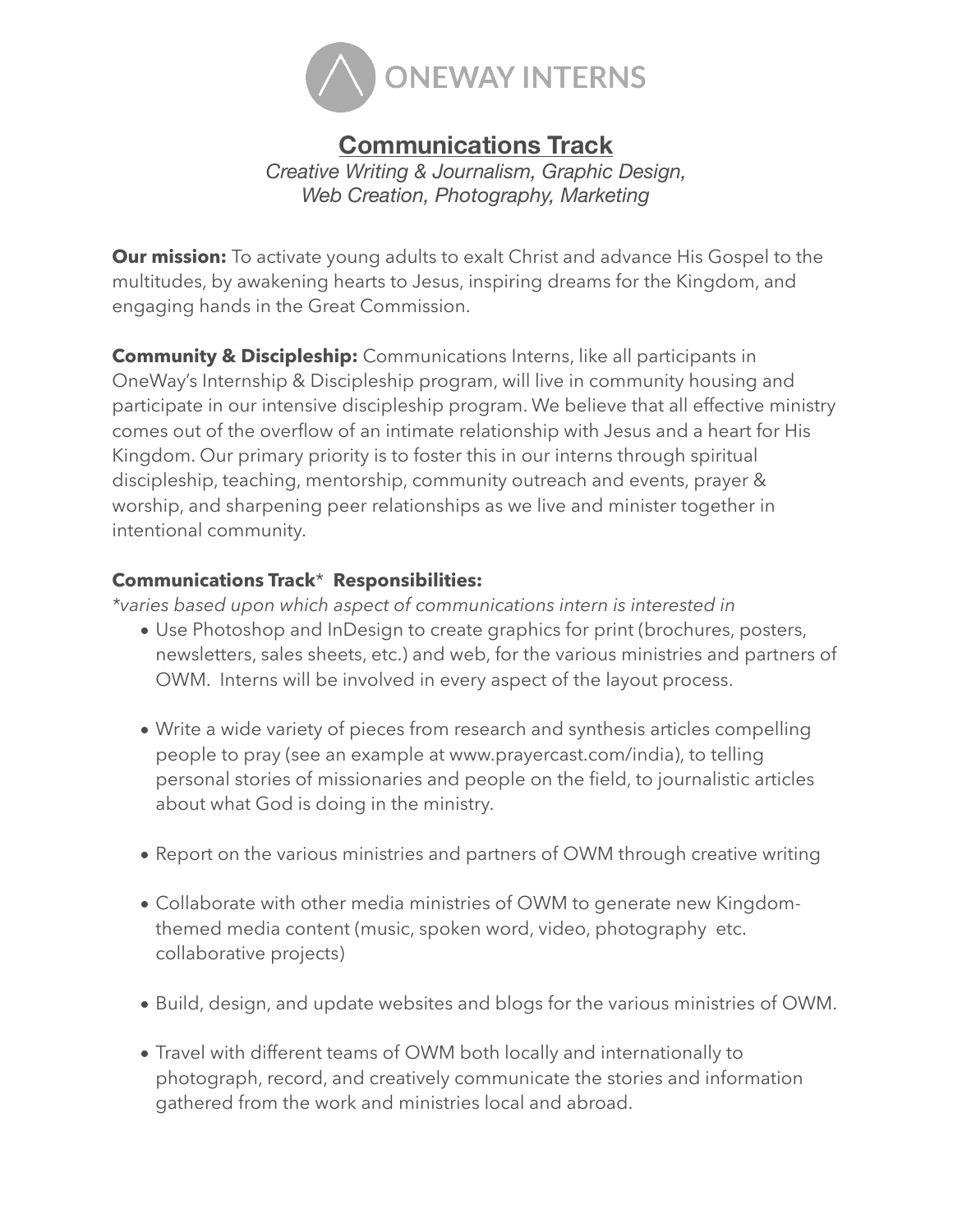# ONEWAY INTERNS

## Communications Track

*Creative Writing & Journalism, Graphic Design, Web Creation, Photography, Marketing*

**Our mission:** To activate young adults to exalt Christ and advance His Gospel to the multitudes, by awakening hearts to Jesus, inspiring dreams for the Kingdom, and engaging hands in the Great Commission.

**Community & Discipleship:** Communications Interns, like all participants in OneWay's Internship & Discipleship program, will live in community housing and participate in our intensive discipleship program. We believe that all effective ministry comes out of the overflow of an intimate relationship with Jesus and a heart for His Kingdom. Our primary priority is to foster this in our interns through spiritual discipleship, teaching, mentorship, community outreach and events, prayer & worship, and sharpening peer relationships as we live and minister together in intentional community.

**Communications Track*  Responsibilities:**

*\*varies based upon which aspect of communications intern is interested in*

- Use Photoshop and InDesign to create graphics for print (brochures, posters, newsletters, sales sheets, etc.) and web, for the various ministries and partners of OWM. Interns will be involved in every aspect of the layout process.
- Write a wide variety of pieces from research and synthesis articles compelling people to pray (see an example at www.prayercast.com/india), to telling personal stories of missionaries and people on the field, to journalistic articles about what God is doing in the ministry.
- Report on the various ministries and partners of OWM through creative writing
- Collaborate with other media ministries of OWM to generate new Kingdom-themed media content (music, spoken word, video, photography etc. collaborative projects)
- Build, design, and update websites and blogs for the various ministries of OWM.
- Travel with different teams of OWM both locally and internationally to photograph, record, and creatively communicate the stories and information gathered from the work and ministries local and abroad.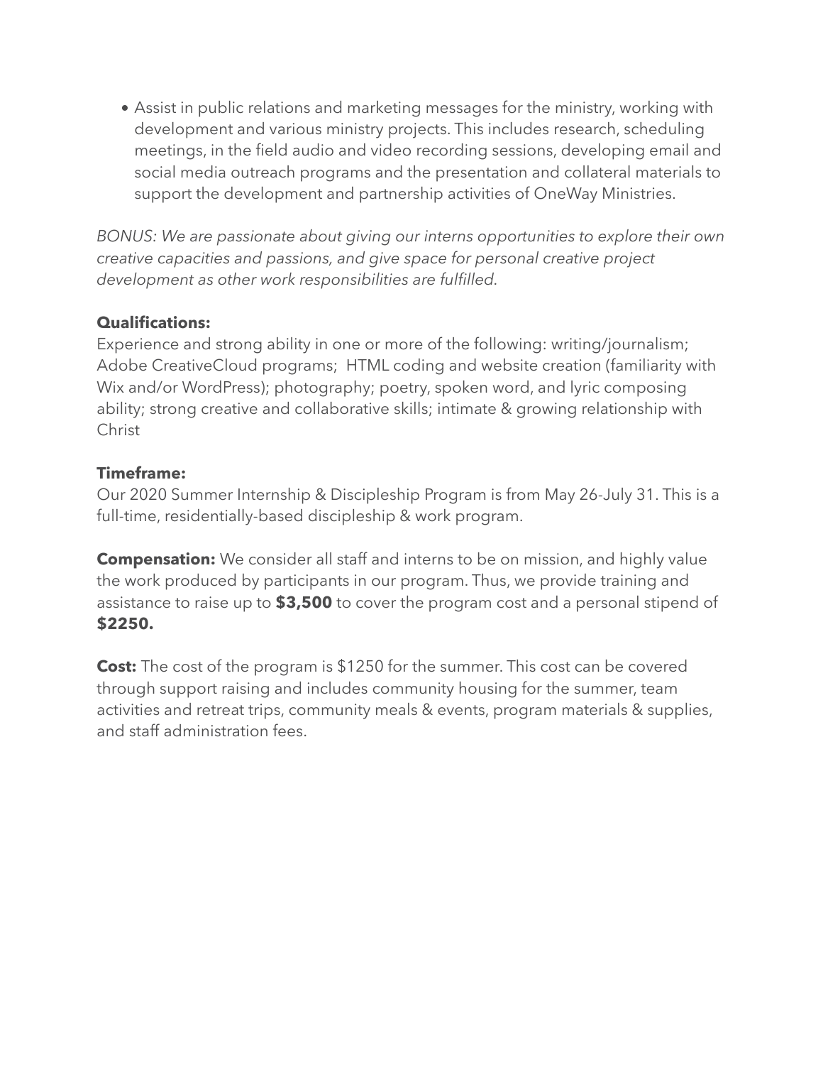- Assist in public relations and marketing messages for the ministry, working with development and various ministry projects. This includes research, scheduling meetings, in the field audio and video recording sessions, developing email and social media outreach programs and the presentation and collateral materials to support the development and partnership activities of OneWay Ministries.

*BONUS: We are passionate about giving our interns opportunities to explore their own creative capacities and passions, and give space for personal creative project development as other work responsibilities are fulfilled.*

**Qualifications:**
Experience and strong ability in one or more of the following: writing/journalism; Adobe CreativeCloud programs; HTML coding and website creation (familiarity with Wix and/or WordPress); photography; poetry, spoken word, and lyric composing ability; strong creative and collaborative skills; intimate & growing relationship with Christ

**Timeframe:**
Our 2020 Summer Internship & Discipleship Program is from May 26-July 31. This is a full-time, residentially-based discipleship & work program.

**Compensation:** We consider all staff and interns to be on mission, and highly value the work produced by participants in our program. Thus, we provide training and assistance to raise up to **$3,500** to cover the program cost and a personal stipend of **$2250.**

**Cost:** The cost of the program is $1250 for the summer. This cost can be covered through support raising and includes community housing for the summer, team activities and retreat trips, community meals & events, program materials & supplies, and staff administration fees.